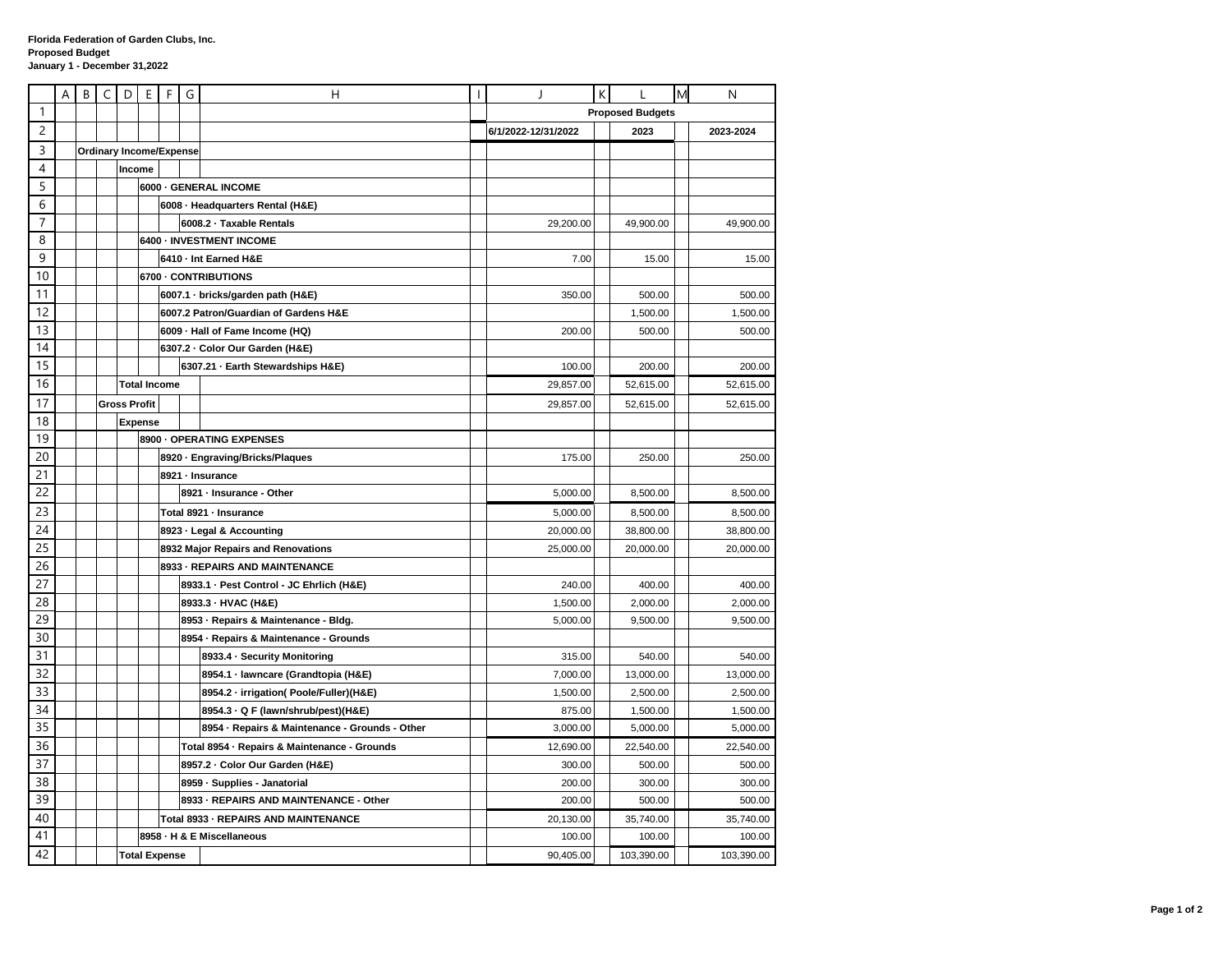**Florida Federation of Garden Clubs, Inc.**
**Proposed Budget**
**January 1 - December 31,2022**

| | Proposed Budgets | | |
|---|---|---|---|
| | 6/1/2022-12/31/2022 | 2023 | 2023-2024 |
| **Ordinary Income/Expense** | | | |
| **Income** | | | |
| **6000 · GENERAL INCOME** | | | |
| **6008 · Headquarters Rental (H&E)** | | | |
| **6008.2 · Taxable Rentals** | 29,200.00 | 49,900.00 | 49,900.00 |
| **6400 · INVESTMENT INCOME** | | | |
| **6410 · Int Earned H&E** | 7.00 | 15.00 | 15.00 |
| **6700 · CONTRIBUTIONS** | | | |
| **6007.1 · bricks/garden path (H&E)** | 350.00 | 500.00 | 500.00 |
| **6007.2 Patron/Guardian of Gardens H&E** | | 1,500.00 | 1,500.00 |
| **6009 · Hall of Fame Income (HQ)** | 200.00 | 500.00 | 500.00 |
| **6307.2 · Color Our Garden (H&E)** | | | |
| **6307.21 · Earth Stewardships H&E)** | 100.00 | 200.00 | 200.00 |
| **Total Income** | 29,857.00 | 52,615.00 | 52,615.00 |
| **Gross Profit** | 29,857.00 | 52,615.00 | 52,615.00 |
| **Expense** | | | |
| **8900 · OPERATING EXPENSES** | | | |
| **8920 · Engraving/Bricks/Plaques** | 175.00 | 250.00 | 250.00 |
| **8921 · Insurance** | | | |
| **8921 · Insurance - Other** | 5,000.00 | 8,500.00 | 8,500.00 |
| **Total 8921 · Insurance** | 5,000.00 | 8,500.00 | 8,500.00 |
| **8923 · Legal & Accounting** | 20,000.00 | 38,800.00 | 38,800.00 |
| **8932 Major Repairs and Renovations** | 25,000.00 | 20,000.00 | 20,000.00 |
| **8933 · REPAIRS AND MAINTENANCE** | | | |
| **8933.1 · Pest Control - JC Ehrlich (H&E)** | 240.00 | 400.00 | 400.00 |
| **8933.3 · HVAC (H&E)** | 1,500.00 | 2,000.00 | 2,000.00 |
| **8953 · Repairs & Maintenance - Bldg.** | 5,000.00 | 9,500.00 | 9,500.00 |
| **8954 · Repairs & Maintenance - Grounds** | | | |
| **8933.4 · Security Monitoring** | 315.00 | 540.00 | 540.00 |
| **8954.1 · lawncare (Grandtopia (H&E)** | 7,000.00 | 13,000.00 | 13,000.00 |
| **8954.2 · irrigation( Poole/Fuller)(H&E)** | 1,500.00 | 2,500.00 | 2,500.00 |
| **8954.3 · Q F (lawn/shrub/pest)(H&E)** | 875.00 | 1,500.00 | 1,500.00 |
| **8954 · Repairs & Maintenance - Grounds - Other** | 3,000.00 | 5,000.00 | 5,000.00 |
| **Total 8954 · Repairs & Maintenance - Grounds** | 12,690.00 | 22,540.00 | 22,540.00 |
| **8957.2 · Color Our Garden (H&E)** | 300.00 | 500.00 | 500.00 |
| **8959 · Supplies - Janatorial** | 200.00 | 300.00 | 300.00 |
| **8933 · REPAIRS AND MAINTENANCE - Other** | 200.00 | 500.00 | 500.00 |
| **Total 8933 · REPAIRS AND MAINTENANCE** | 20,130.00 | 35,740.00 | 35,740.00 |
| **8958 · H & E Miscellaneous** | 100.00 | 100.00 | 100.00 |
| **Total Expense** | 90,405.00 | 103,390.00 | 103,390.00 |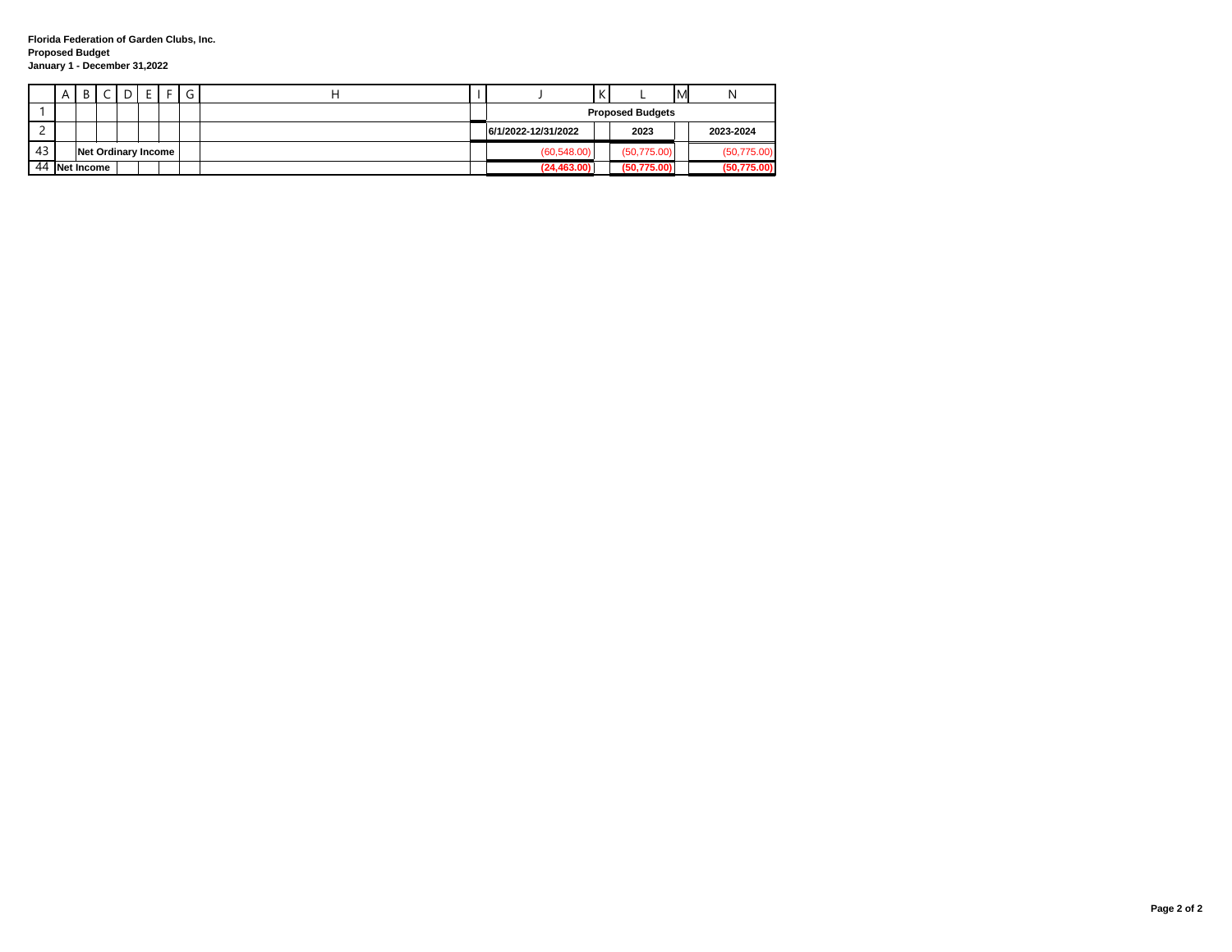**Florida Federation of Garden Clubs, Inc.**
**Proposed Budget**
**January 1 - December 31,2022**

| | A | B | C | D | E | F | G | H | I | J | K | L | M | N |
|---|---|---|---|---|---|---|---|---|---|---|---|---|---|---|
| 1 | | | | | | | | | | **Proposed Budgets** | | | | |
| 2 | | | | | | | | | | **6/1/2022-12/31/2022** | | **2023** | | **2023-2024** |
| 43 | | **Net Ordinary Income** | | | | | | | | (60,548.00) | | (50,775.00) | | (50,775.00) |
| 44 | **Net Income** | | | | | | | | | **(24,463.00)** | | **(50,775.00)** | | **(50,775.00)** |